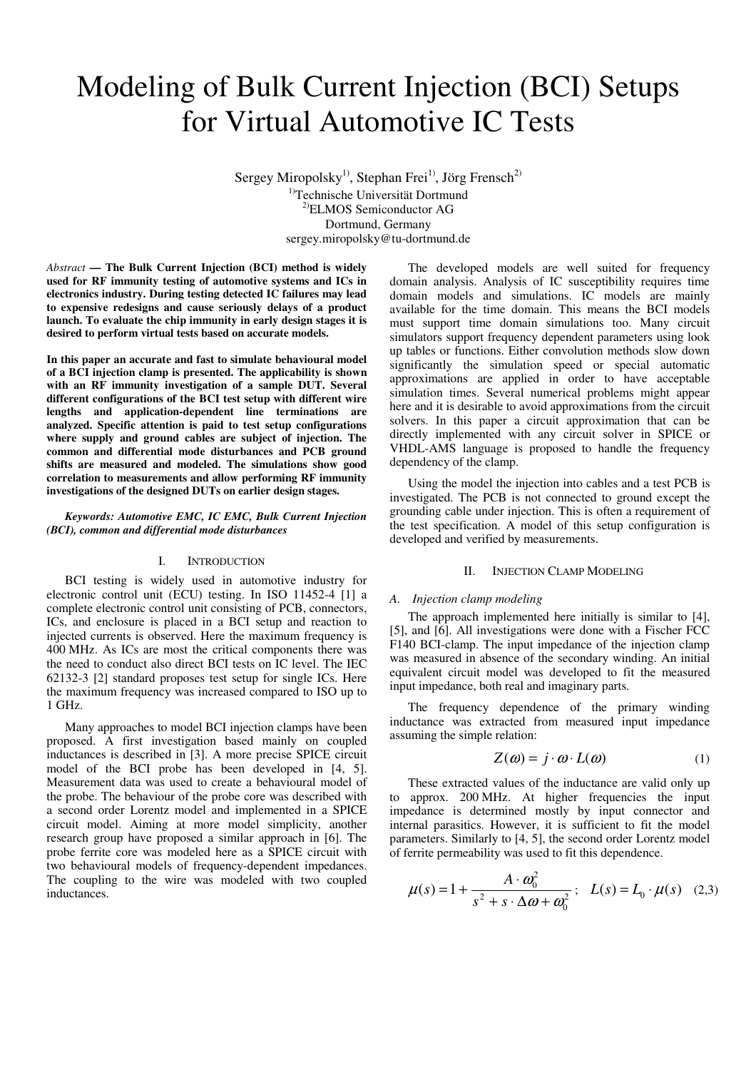# Modeling of Bulk Current Injection (BCI) Setups for Virtual Automotive IC Tests

Sergey Miropolsky[1)], Stephan Frei[1)], Jörg Frensch[2)]

[1)]Technische Universität Dortmund
[2)]ELMOS Semiconductor AG
Dortmund, Germany
sergey.miropolsky@tu-dortmund.de

*Abstract* **— The Bulk Current Injection (BCI) method is widely used for RF immunity testing of automotive systems and ICs in electronics industry. During testing detected IC failures may lead to expensive redesigns and cause seriously delays of a product launch. To evaluate the chip immunity in early design stages it is desired to perform virtual tests based on accurate models.**

**In this paper an accurate and fast to simulate behavioural model of a BCI injection clamp is presented. The applicability is shown with an RF immunity investigation of a sample DUT. Several different configurations of the BCI test setup with different wire lengths and application-dependent line terminations are analyzed. Specific attention is paid to test setup configurations where supply and ground cables are subject of injection. The common and differential mode disturbances and PCB ground shifts are measured and modeled. The simulations show good correlation to measurements and allow performing RF immunity investigations of the designed DUTs on earlier design stages.**

***Keywords: Automotive EMC, IC EMC, Bulk Current Injection (BCI), common and differential mode disturbances***

## I. Introduction

BCI testing is widely used in automotive industry for electronic control unit (ECU) testing. In ISO 11452-4 [1] a complete electronic control unit consisting of PCB, connectors, ICs, and enclosure is placed in a BCI setup and reaction to injected currents is observed. Here the maximum frequency is 400 MHz. As ICs are most the critical components there was the need to conduct also direct BCI tests on IC level. The IEC 62132-3 [2] standard proposes test setup for single ICs. Here the maximum frequency was increased compared to ISO up to 1 GHz.

Many approaches to model BCI injection clamps have been proposed. A first investigation based mainly on coupled inductances is described in [3]. A more precise SPICE circuit model of the BCI probe has been developed in [4, 5]. Measurement data was used to create a behavioural model of the probe. The behaviour of the probe core was described with a second order Lorentz model and implemented in a SPICE circuit model. Aiming at more model simplicity, another research group have proposed a similar approach in [6]. The probe ferrite core was modeled here as a SPICE circuit with two behavioural models of frequency-dependent impedances. The coupling to the wire was modeled with two coupled inductances.

The developed models are well suited for frequency domain analysis. Analysis of IC susceptibility requires time domain models and simulations. IC models are mainly available for the time domain. This means the BCI models must support time domain simulations too. Many circuit simulators support frequency dependent parameters using look up tables or functions. Either convolution methods slow down significantly the simulation speed or special automatic approximations are applied in order to have acceptable simulation times. Several numerical problems might appear here and it is desirable to avoid approximations from the circuit solvers. In this paper a circuit approximation that can be directly implemented with any circuit solver in SPICE or VHDL-AMS language is proposed to handle the frequency dependency of the clamp.

Using the model the injection into cables and a test PCB is investigated. The PCB is not connected to ground except the grounding cable under injection. This is often a requirement of the test specification. A model of this setup configuration is developed and verified by measurements.

## II. Injection Clamp Modeling

### A. Injection clamp modeling

The approach implemented here initially is similar to [4], [5], and [6]. All investigations were done with a Fischer FCC F140 BCI-clamp. The input impedance of the injection clamp was measured in absence of the secondary winding. An initial equivalent circuit model was developed to fit the measured input impedance, both real and imaginary parts.

The frequency dependence of the primary winding inductance was extracted from measured input impedance assuming the simple relation:

$$Z(\omega) = j \cdot \omega \cdot L(\omega) \tag{1}$$

These extracted values of the inductance are valid only up to approx. 200 MHz. At higher frequencies the input impedance is determined mostly by input connector and internal parasitics. However, it is sufficient to fit the model parameters. Similarly to [4, 5], the second order Lorentz model of ferrite permeability was used to fit this dependence.

$$\mu(s) = 1 + \frac{A \cdot \omega_0^2}{s^2 + s \cdot \Delta\omega + \omega_0^2}\,; \quad L(s) = L_0 \cdot \mu(s) \tag{2,3}$$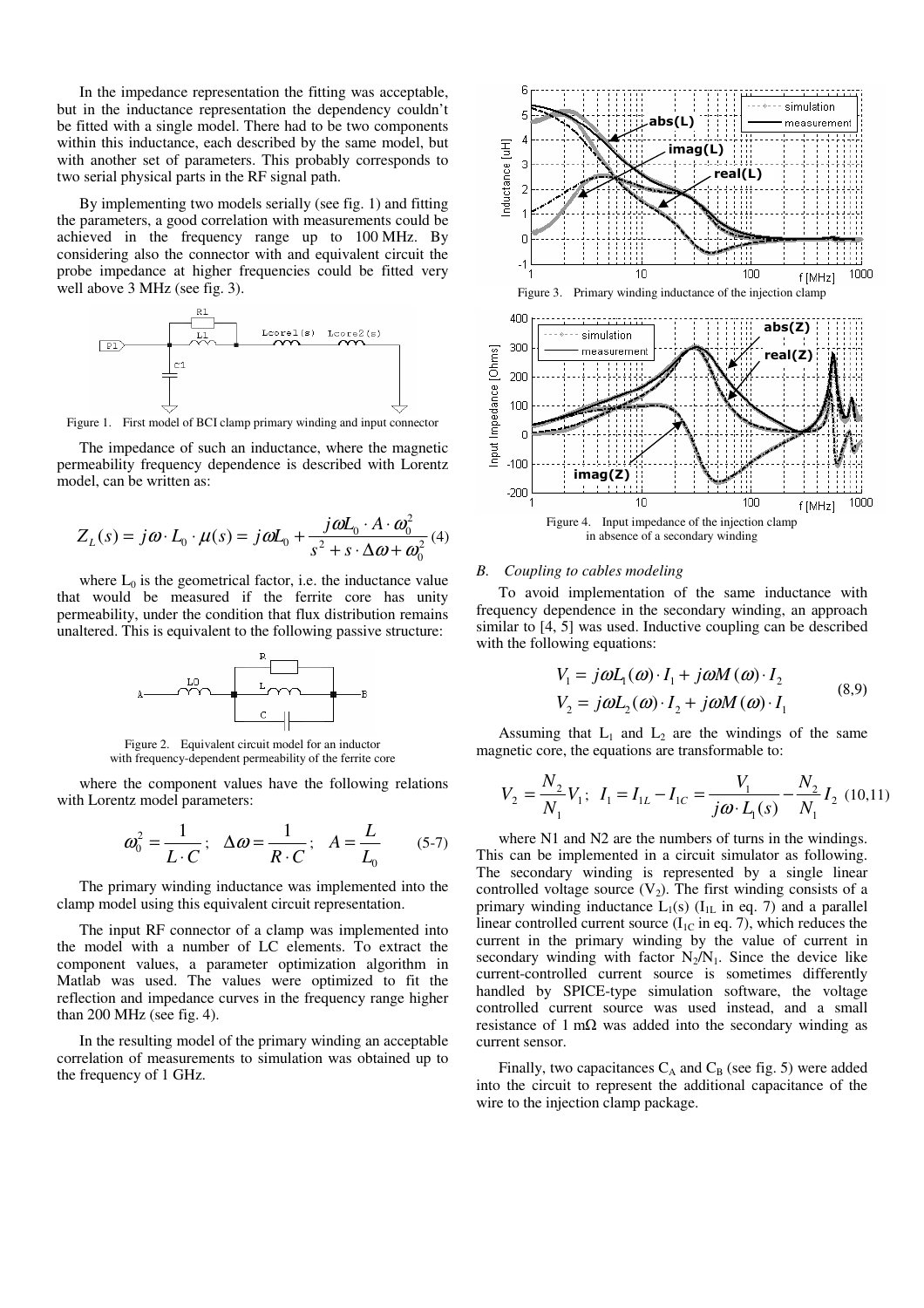In the impedance representation the fitting was acceptable, but in the inductance representation the dependency couldn't be fitted with a single model. There had to be two components within this inductance, each described by the same model, but with another set of parameters. This probably corresponds to two serial physical parts in the RF signal path.

By implementing two models serially (see fig. 1) and fitting the parameters, a good correlation with measurements could be achieved in the frequency range up to 100 MHz. By considering also the connector with and equivalent circuit the probe impedance at higher frequencies could be fitted very well above 3 MHz (see fig. 3).

Figure 1. First model of BCI clamp primary winding and input connector

The impedance of such an inductance, where the magnetic permeability frequency dependence is described with Lorentz model, can be written as:

$$Z_L(s) = j\omega \cdot L_0 \cdot \mu(s) = j\omega L_0 + \frac{j\omega L_0 \cdot A \cdot \omega_0^2}{s^2 + s \cdot \Delta\omega + \omega_0^2} \quad (4)$$

where $L_0$ is the geometrical factor, i.e. the inductance value that would be measured if the ferrite core has unity permeability, under the condition that flux distribution remains unaltered. This is equivalent to the following passive structure:

Figure 2. Equivalent circuit model for an inductor with frequency-dependent permeability of the ferrite core

where the component values have the following relations with Lorentz model parameters:

$$\omega_0^2 = \frac{1}{L \cdot C}; \quad \Delta\omega = \frac{1}{R \cdot C}; \quad A = \frac{L}{L_0} \quad (5\text{-}7)$$

The primary winding inductance was implemented into the clamp model using this equivalent circuit representation.

The input RF connector of a clamp was implemented into the model with a number of LC elements. To extract the component values, a parameter optimization algorithm in Matlab was used. The values were optimized to fit the reflection and impedance curves in the frequency range higher than 200 MHz (see fig. 4).

In the resulting model of the primary winding an acceptable correlation of measurements to simulation was obtained up to the frequency of 1 GHz.

Figure 3. Primary winding inductance of the injection clamp

Figure 4. Input impedance of the injection clamp in absence of a secondary winding

### B. Coupling to cables modeling

To avoid implementation of the same inductance with frequency dependence in the secondary winding, an approach similar to [4, 5] was used. Inductive coupling can be described with the following equations:

$$V_1 = j\omega L_1(\omega) \cdot I_1 + j\omega M(\omega) \cdot I_2$$
$$V_2 = j\omega L_2(\omega) \cdot I_2 + j\omega M(\omega) \cdot I_1 \quad (8,9)$$

Assuming that $L_1$ and $L_2$ are the windings of the same magnetic core, the equations are transformable to:

$$V_2 = \frac{N_2}{N_1} V_1; \quad I_1 = I_{1L} - I_{1C} = \frac{V_1}{j\omega \cdot L_1(s)} - \frac{N_2}{N_1} I_2 \quad (10,11)$$

where N1 and N2 are the numbers of turns in the windings. This can be implemented in a circuit simulator as following. The secondary winding is represented by a single linear controlled voltage source ($V_2$). The first winding consists of a primary winding inductance $L_1(s)$ ($I_{1L}$ in eq. 7) and a parallel linear controlled current source ($I_{1C}$ in eq. 7), which reduces the current in the primary winding by the value of current in secondary winding with factor $N_2/N_1$. Since the device like current-controlled current source is sometimes differently handled by SPICE-type simulation software, the voltage controlled current source was used instead, and a small resistance of 1 mΩ was added into the secondary winding as current sensor.

Finally, two capacitances $C_A$ and $C_B$ (see fig. 5) were added into the circuit to represent the additional capacitance of the wire to the injection clamp package.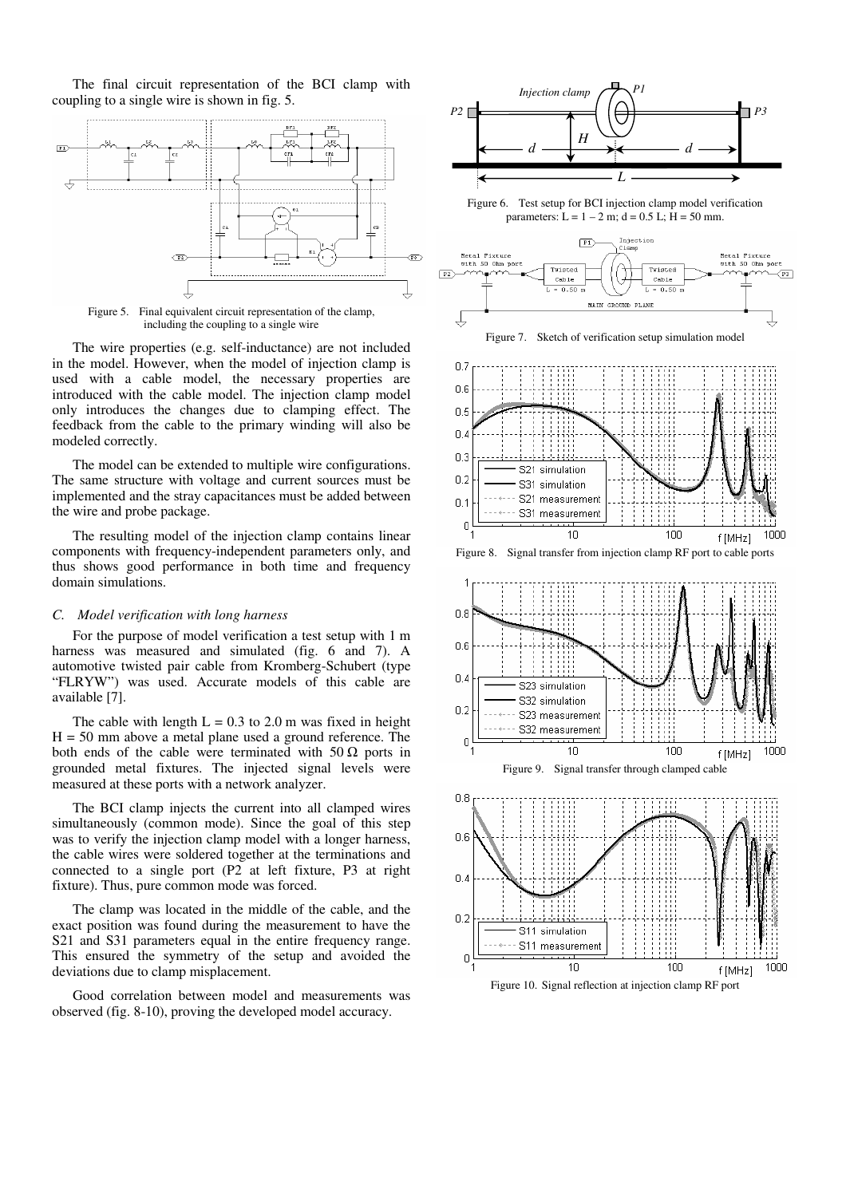The final circuit representation of the BCI clamp with coupling to a single wire is shown in fig. 5.

Figure 5. Final equivalent circuit representation of the clamp, including the coupling to a single wire

The wire properties (e.g. self-inductance) are not included in the model. However, when the model of injection clamp is used with a cable model, the necessary properties are introduced with the cable model. The injection clamp model only introduces the changes due to clamping effect. The feedback from the cable to the primary winding will also be modeled correctly.

The model can be extended to multiple wire configurations. The same structure with voltage and current sources must be implemented and the stray capacitances must be added between the wire and probe package.

The resulting model of the injection clamp contains linear components with frequency-independent parameters only, and thus shows good performance in both time and frequency domain simulations.

### C. Model verification with long harness

For the purpose of model verification a test setup with 1 m harness was measured and simulated (fig. 6 and 7). A automotive twisted pair cable from Kromberg-Schubert (type "FLRYW") was used. Accurate models of this cable are available [7].

The cable with length L = 0.3 to 2.0 m was fixed in height H = 50 mm above a metal plane used a ground reference. The both ends of the cable were terminated with 50 Ω ports in grounded metal fixtures. The injected signal levels were measured at these ports with a network analyzer.

The BCI clamp injects the current into all clamped wires simultaneously (common mode). Since the goal of this step was to verify the injection clamp model with a longer harness, the cable wires were soldered together at the terminations and connected to a single port (P2 at left fixture, P3 at right fixture). Thus, pure common mode was forced.

The clamp was located in the middle of the cable, and the exact position was found during the measurement to have the S21 and S31 parameters equal in the entire frequency range. This ensured the symmetry of the setup and avoided the deviations due to clamp misplacement.

Good correlation between model and measurements was observed (fig. 8-10), proving the developed model accuracy.

Figure 6. Test setup for BCI injection clamp model verification parameters: L = 1 – 2 m; d = 0.5 L; H = 50 mm.

Figure 7. Sketch of verification setup simulation model

Figure 8. Signal transfer from injection clamp RF port to cable ports

Figure 9. Signal transfer through clamped cable

Figure 10. Signal reflection at injection clamp RF port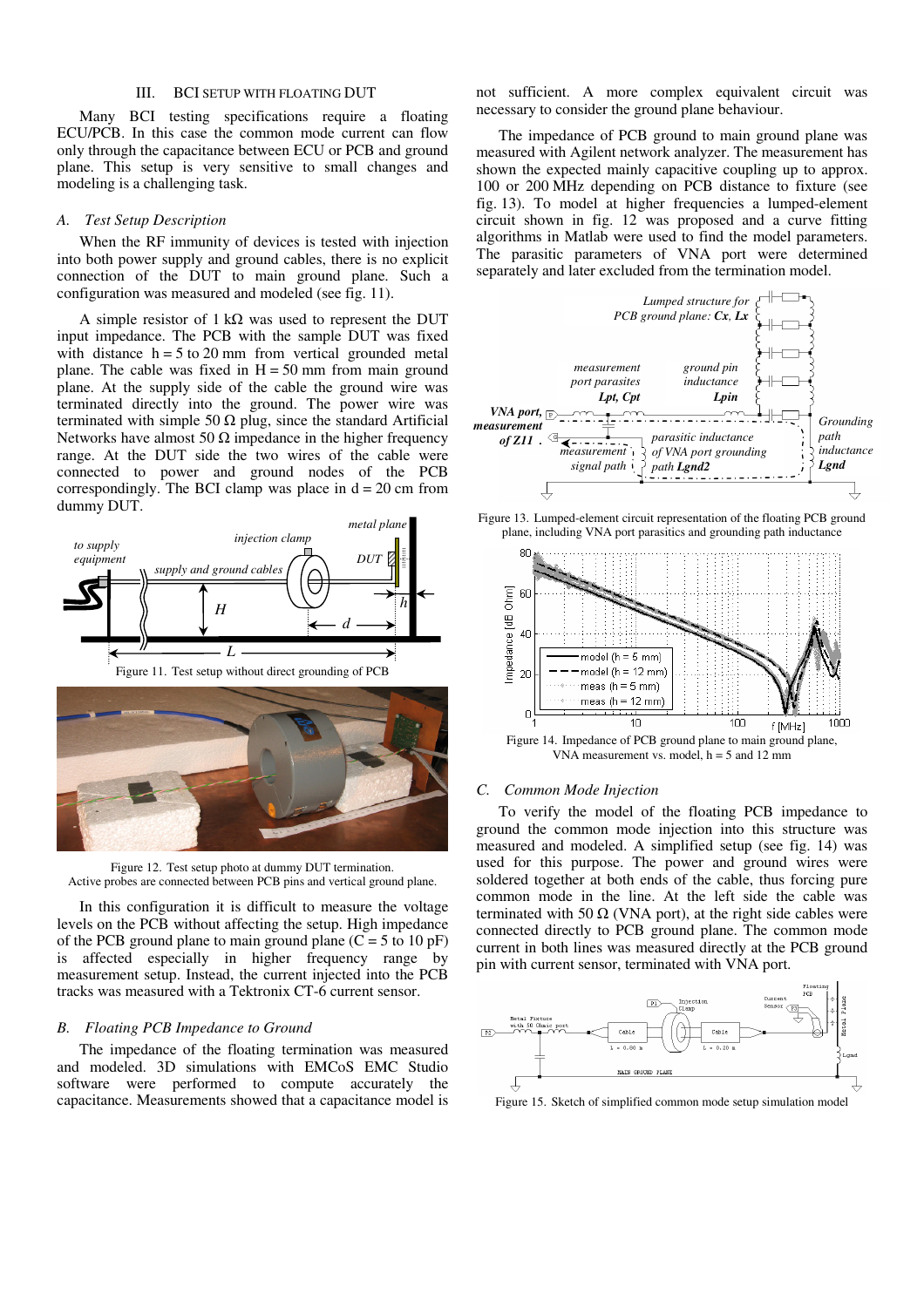### III. BCI SETUP WITH FLOATING DUT

Many BCI testing specifications require a floating ECU/PCB. In this case the common mode current can flow only through the capacitance between ECU or PCB and ground plane. This setup is very sensitive to small changes and modeling is a challenging task.

#### *A. Test Setup Description*

When the RF immunity of devices is tested with injection into both power supply and ground cables, there is no explicit connection of the DUT to main ground plane. Such a configuration was measured and modeled (see fig. 11).

A simple resistor of 1 kΩ was used to represent the DUT input impedance. The PCB with the sample DUT was fixed with distance h = 5 to 20 mm from vertical grounded metal plane. The cable was fixed in H = 50 mm from main ground plane. At the supply side of the cable the ground wire was terminated directly into the ground. The power wire was terminated with simple 50 Ω plug, since the standard Artificial Networks have almost 50 Ω impedance in the higher frequency range. At the DUT side the two wires of the cable were connected to power and ground nodes of the PCB correspondingly. The BCI clamp was place in d = 20 cm from dummy DUT.

Figure 11. Test setup without direct grounding of PCB

Figure 12. Test setup photo at dummy DUT termination. Active probes are connected between PCB pins and vertical ground plane.

In this configuration it is difficult to measure the voltage levels on the PCB without affecting the setup. High impedance of the PCB ground plane to main ground plane (C = 5 to 10 pF) is affected especially in higher frequency range by measurement setup. Instead, the current injected into the PCB tracks was measured with a Tektronix CT-6 current sensor.

#### *B. Floating PCB Impedance to Ground*

The impedance of the floating termination was measured and modeled. 3D simulations with EMCoS EMC Studio software were performed to compute accurately the capacitance. Measurements showed that a capacitance model is not sufficient. A more complex equivalent circuit was necessary to consider the ground plane behaviour.

The impedance of PCB ground to main ground plane was measured with Agilent network analyzer. The measurement has shown the expected mainly capacitive coupling up to approx. 100 or 200 MHz depending on PCB distance to fixture (see fig. 13). To model at higher frequencies a lumped-element circuit shown in fig. 12 was proposed and a curve fitting algorithms in Matlab were used to find the model parameters. The parasitic parameters of VNA port were determined separately and later excluded from the termination model.

Figure 13. Lumped-element circuit representation of the floating PCB ground plane, including VNA port parasitics and grounding path inductance

Figure 14. Impedance of PCB ground plane to main ground plane, VNA measurement vs. model, h = 5 and 12 mm

#### *C. Common Mode Injection*

To verify the model of the floating PCB impedance to ground the common mode injection into this structure was measured and modeled. A simplified setup (see fig. 14) was used for this purpose. The power and ground wires were soldered together at both ends of the cable, thus forcing pure common mode in the line. At the left side the cable was terminated with 50 Ω (VNA port), at the right side cables were connected directly to PCB ground plane. The common mode current in both lines was measured directly at the PCB ground pin with current sensor, terminated with VNA port.

Figure 15. Sketch of simplified common mode setup simulation model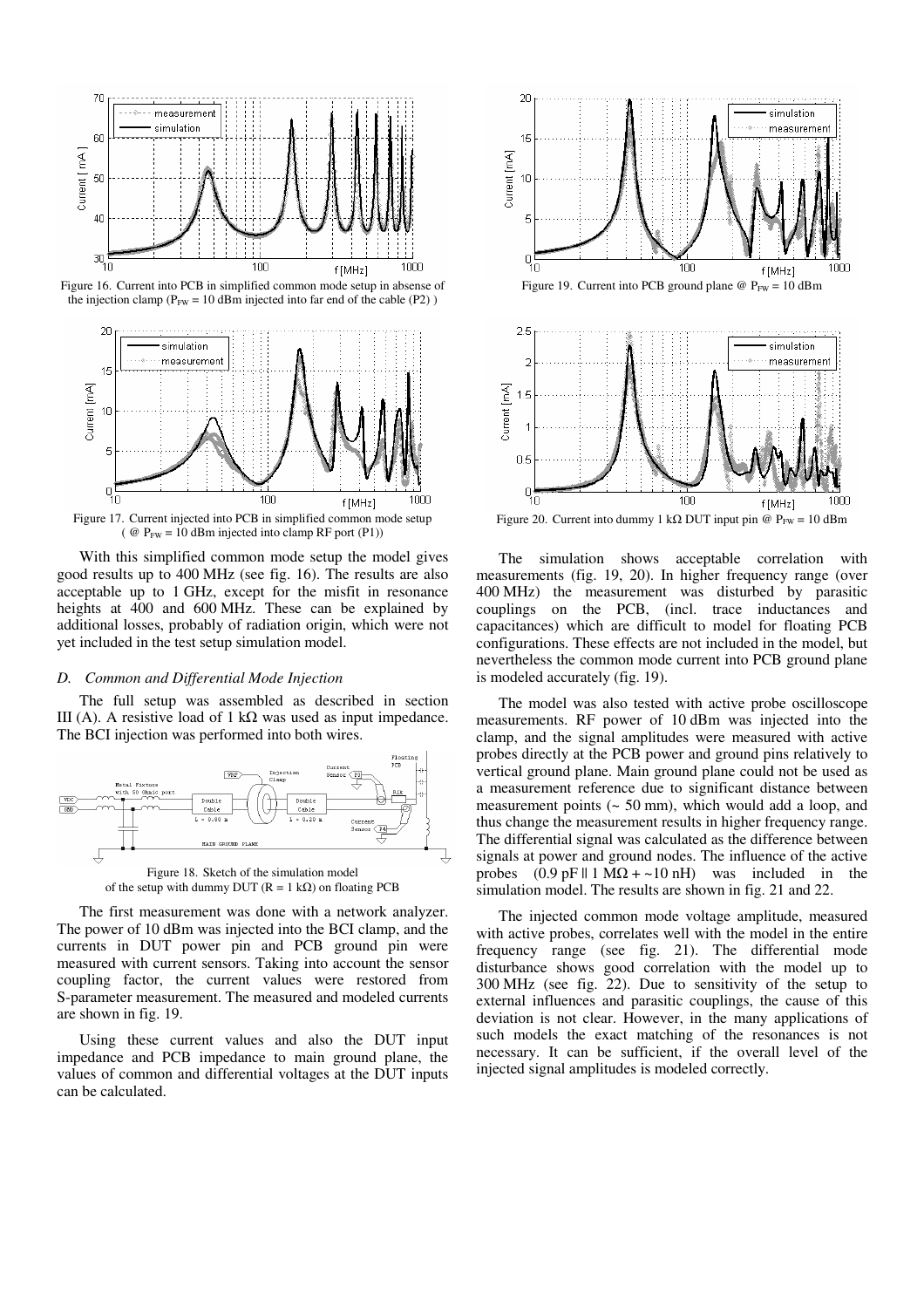Figure 16. Current into PCB in simplified common mode setup in absense of the injection clamp ($P_{FW}$ = 10 dBm injected into far end of the cable (P2) )

Figure 17. Current injected into PCB in simplified common mode setup ( @ $P_{FW}$ = 10 dBm injected into clamp RF port (P1))

With this simplified common mode setup the model gives good results up to 400 MHz (see fig. 16). The results are also acceptable up to 1 GHz, except for the misfit in resonance heights at 400 and 600 MHz. These can be explained by additional losses, probably of radiation origin, which were not yet included in the test setup simulation model.

### *D. Common and Differential Mode Injection*

The full setup was assembled as described in section III (A). A resistive load of 1 kΩ was used as input impedance. The BCI injection was performed into both wires.

Figure 18. Sketch of the simulation model of the setup with dummy DUT (R = 1 kΩ) on floating PCB

The first measurement was done with a network analyzer. The power of 10 dBm was injected into the BCI clamp, and the currents in DUT power pin and PCB ground pin were measured with current sensors. Taking into account the sensor coupling factor, the current values were restored from S-parameter measurement. The measured and modeled currents are shown in fig. 19.

Using these current values and also the DUT input impedance and PCB impedance to main ground plane, the values of common and differential voltages at the DUT inputs can be calculated.

Figure 19. Current into PCB ground plane @ $P_{FW}$ = 10 dBm

Figure 20. Current into dummy 1 kΩ DUT input pin @ $P_{FW}$ = 10 dBm

The simulation shows acceptable correlation with measurements (fig. 19, 20). In higher frequency range (over 400 MHz) the measurement was disturbed by parasitic couplings on the PCB, (incl. trace inductances and capacitances) which are difficult to model for floating PCB configurations. These effects are not included in the model, but nevertheless the common mode current into PCB ground plane is modeled accurately (fig. 19).

The model was also tested with active probe oscilloscope measurements. RF power of 10 dBm was injected into the clamp, and the signal amplitudes were measured with active probes directly at the PCB power and ground pins relatively to vertical ground plane. Main ground plane could not be used as a measurement reference due to significant distance between measurement points (~ 50 mm), which would add a loop, and thus change the measurement results in higher frequency range. The differential signal was calculated as the difference between signals at power and ground nodes. The influence of the active probes (0.9 pF ‖ 1 MΩ + ~10 nH) was included in the simulation model. The results are shown in fig. 21 and 22.

The injected common mode voltage amplitude, measured with active probes, correlates well with the model in the entire frequency range (see fig. 21). The differential mode disturbance shows good correlation with the model up to 300 MHz (see fig. 22). Due to sensitivity of the setup to external influences and parasitic couplings, the cause of this deviation is not clear. However, in the many applications of such models the exact matching of the resonances is not necessary. It can be sufficient, if the overall level of the injected signal amplitudes is modeled correctly.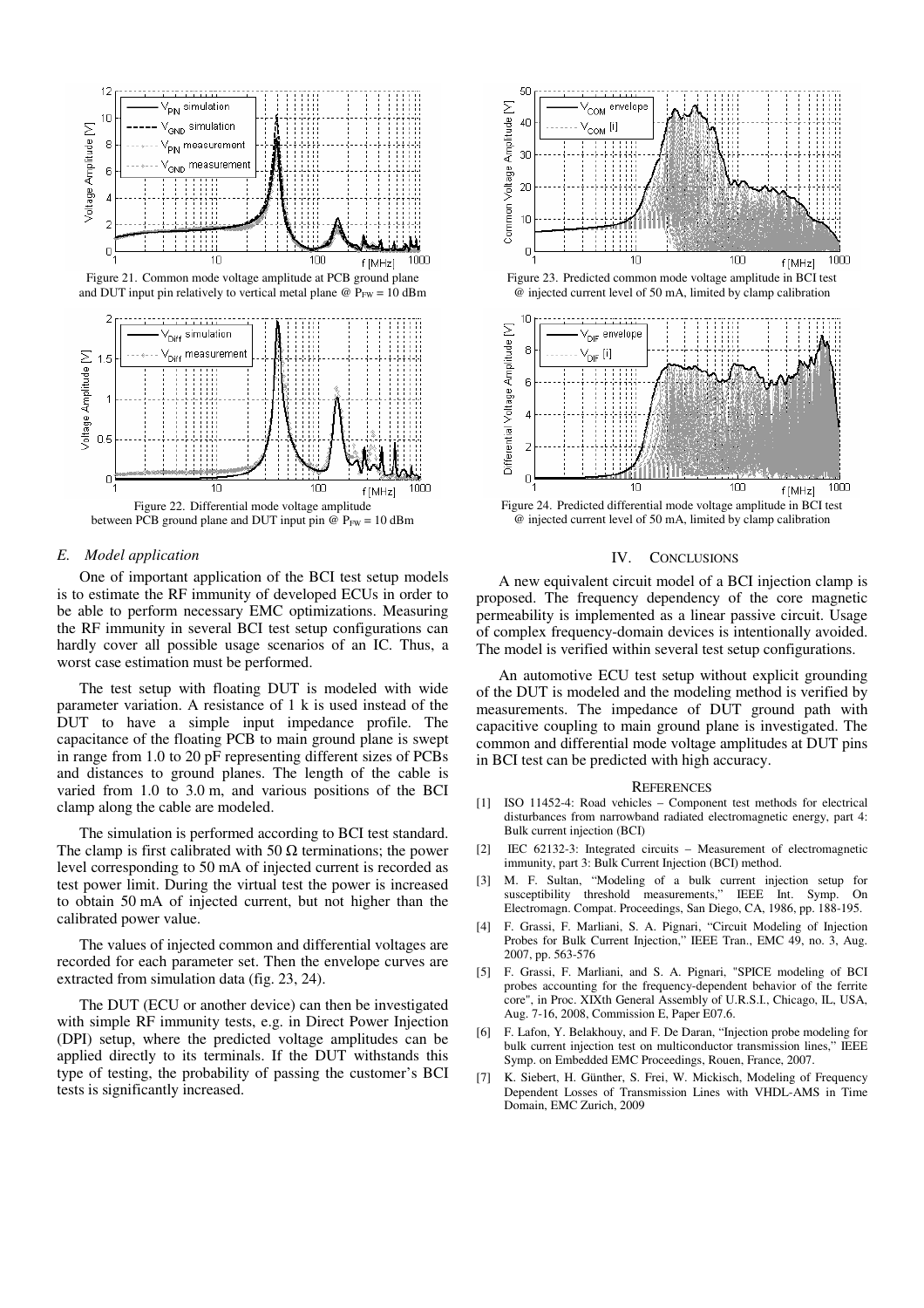12

10

8

6

4

2

0

Voltage Amplitude [V]

$V_{PIN}$ simulation

$V_{GND}$ simulation

$V_{PIN}$ measurement

$V_{GND}$ measurement

1 10 100 f [MHz] 1000

Figure 21. Common mode voltage amplitude at PCB ground plane and DUT input pin relatively to vertical metal plane @ $P_{FW}$ = 10 dBm

2

1.5

1

0.5

0

Voltage Amplitude [V]

$V_{Diff}$ simulation

$V_{Diff}$ measurement

1 10 100 f [MHz] 1000

Figure 22. Differential mode voltage amplitude between PCB ground plane and DUT input pin @ $P_{FW}$ = 10 dBm

### *E. Model application*

One of important application of the BCI test setup models is to estimate the RF immunity of developed ECUs in order to be able to perform necessary EMC optimizations. Measuring the RF immunity in several BCI test setup configurations can hardly cover all possible usage scenarios of an IC. Thus, a worst case estimation must be performed.

The test setup with floating DUT is modeled with wide parameter variation. A resistance of 1 k is used instead of the DUT to have a simple input impedance profile. The capacitance of the floating PCB to main ground plane is swept in range from 1.0 to 20 pF representing different sizes of PCBs and distances to ground planes. The length of the cable is varied from 1.0 to 3.0 m, and various positions of the BCI clamp along the cable are modeled.

The simulation is performed according to BCI test standard. The clamp is first calibrated with 50 Ω terminations; the power level corresponding to 50 mA of injected current is recorded as test power limit. During the virtual test the power is increased to obtain 50 mA of injected current, but not higher than the calibrated power value.

The values of injected common and differential voltages are recorded for each parameter set. Then the envelope curves are extracted from simulation data (fig. 23, 24).

The DUT (ECU or another device) can then be investigated with simple RF immunity tests, e.g. in Direct Power Injection (DPI) setup, where the predicted voltage amplitudes can be applied directly to its terminals. If the DUT withstands this type of testing, the probability of passing the customer's BCI tests is significantly increased.

50

40

30

20

10

0

Common Voltage Amplitude [V]

$V_{COM}$ envelope

$V_{COM}$ [i]

1 10 100 f [MHz] 1000

Figure 23. Predicted common mode voltage amplitude in BCI test @ injected current level of 50 mA, limited by clamp calibration

10

8

6

4

2

0

Differential Voltage Amplitude [V]

$V_{DIF}$ envelope

$V_{DIF}$ [i]

1 10 100 f [MHz] 1000

Figure 24. Predicted differential mode voltage amplitude in BCI test @ injected current level of 50 mA, limited by clamp calibration

## IV. CONCLUSIONS

A new equivalent circuit model of a BCI injection clamp is proposed. The frequency dependency of the core magnetic permeability is implemented as a linear passive circuit. Usage of complex frequency-domain devices is intentionally avoided. The model is verified within several test setup configurations.

An automotive ECU test setup without explicit grounding of the DUT is modeled and the modeling method is verified by measurements. The impedance of DUT ground path with capacitive coupling to main ground plane is investigated. The common and differential mode voltage amplitudes at DUT pins in BCI test can be predicted with high accuracy.

## REFERENCES

[1] ISO 11452-4: Road vehicles – Component test methods for electrical disturbances from narrowband radiated electromagnetic energy, part 4: Bulk current injection (BCI)

[2] IEC 62132-3: Integrated circuits – Measurement of electromagnetic immunity, part 3: Bulk Current Injection (BCI) method.

[3] M. F. Sultan, "Modeling of a bulk current injection setup for susceptibility threshold measurements," IEEE Int. Symp. On Electromagn. Compat. Proceedings, San Diego, CA, 1986, pp. 188-195.

[4] F. Grassi, F. Marliani, S. A. Pignari, "Circuit Modeling of Injection Probes for Bulk Current Injection," IEEE Tran., EMC 49, no. 3, Aug. 2007, pp. 563-576

[5] F. Grassi, F. Marliani, and S. A. Pignari, "SPICE modeling of BCI probes accounting for the frequency-dependent behavior of the ferrite core", in Proc. XIXth General Assembly of U.R.S.I., Chicago, IL, USA, Aug. 7-16, 2008, Commission E, Paper E07.6.

[6] F. Lafon, Y. Belakhouy, and F. De Daran, "Injection probe modeling for bulk current injection test on multiconductor transmission lines," IEEE Symp. on Embedded EMC Proceedings, Rouen, France, 2007.

[7] K. Siebert, H. Günther, S. Frei, W. Mickisch, Modeling of Frequency Dependent Losses of Transmission Lines with VHDL-AMS in Time Domain, EMC Zurich, 2009